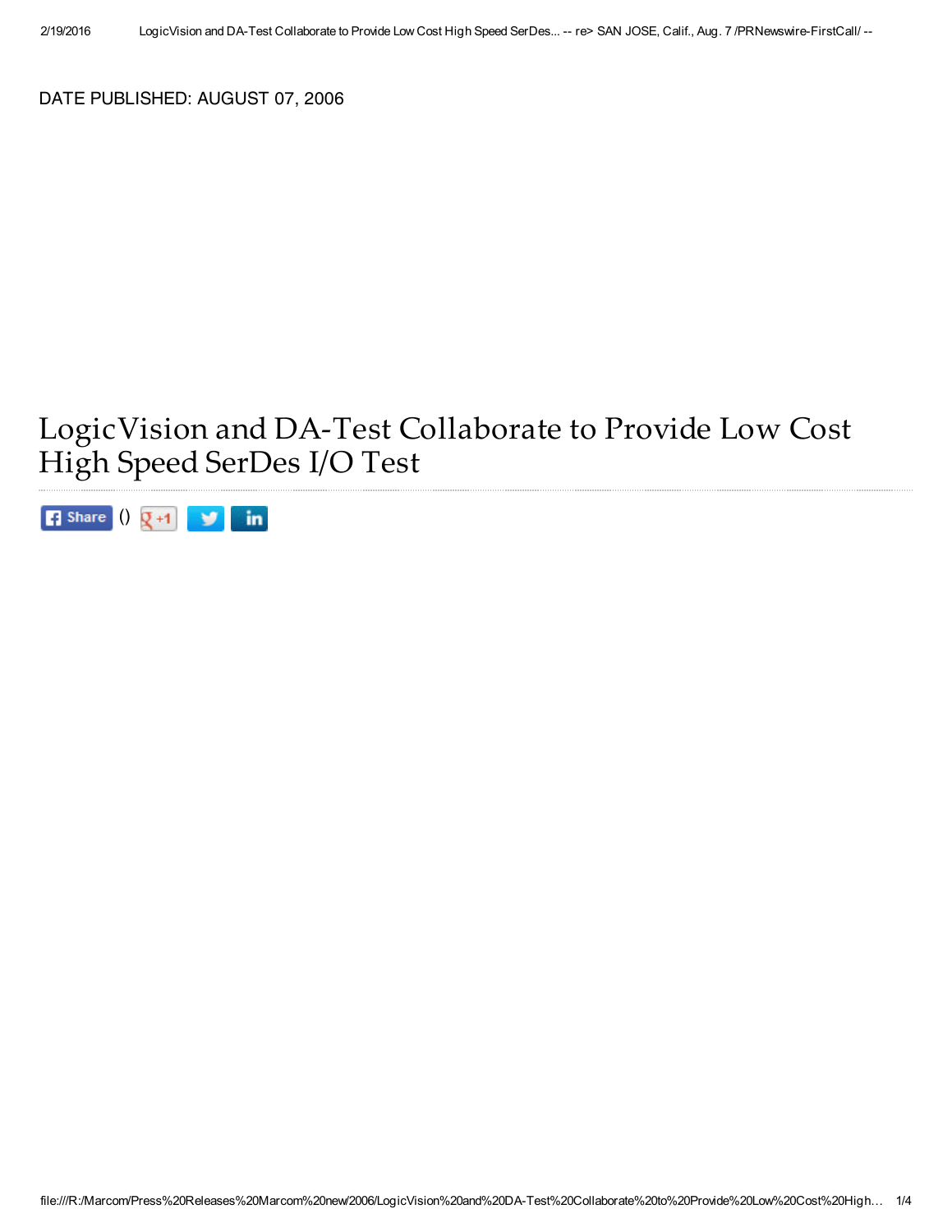DATE PUBLISHED: AUGUST 07, 2006

# LogicVision and DA-Test Collaborate to Provide Low Cost High Speed SerDes I/O Test

Share () +1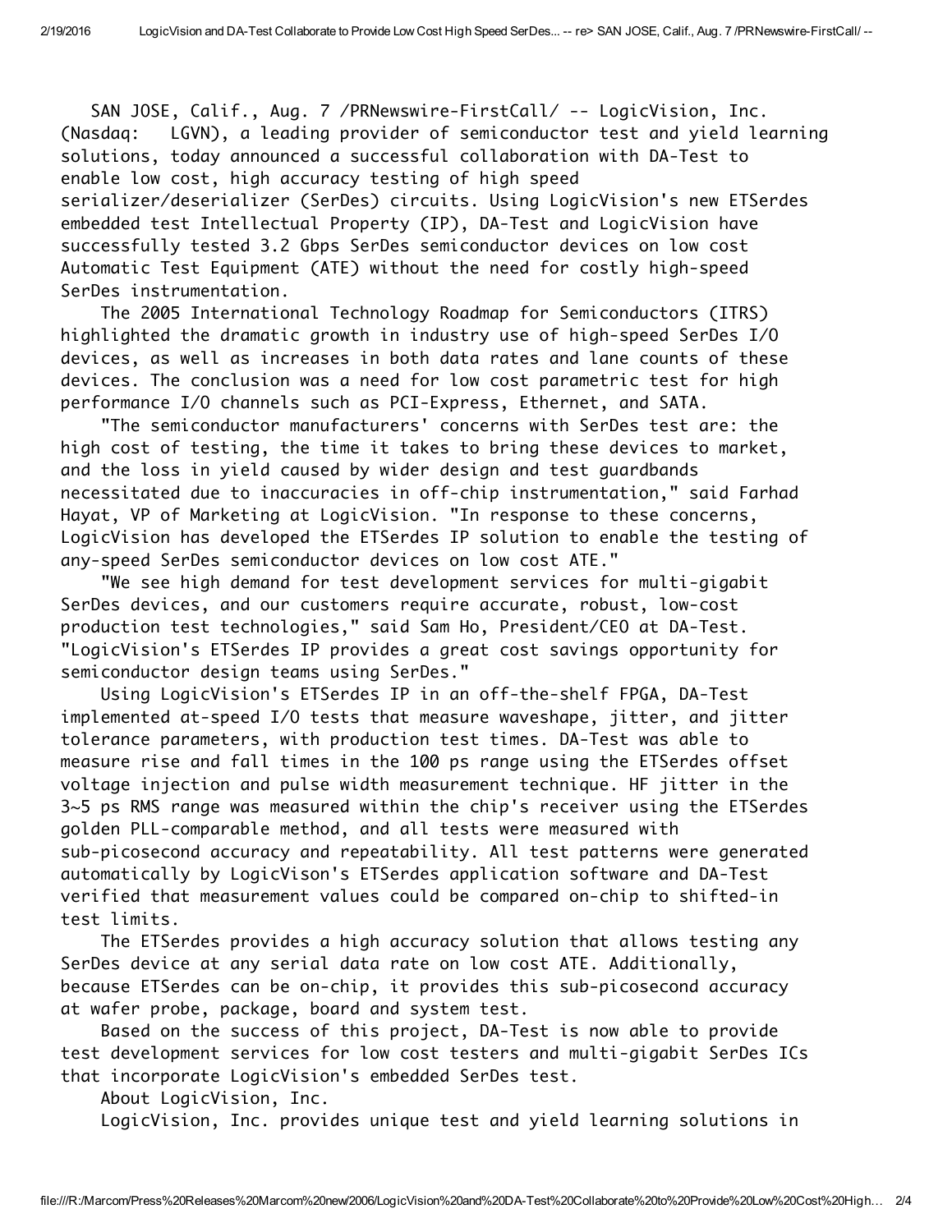SAN JOSE, Calif., Aug. 7 /PRNewswire-FirstCall/ -- LogicVision, Inc. (Nasdaq: LGVN), a leading provider of semiconductor test and yield learning solutions, today announced a successful collaboration with DA-Test to enable low cost, high accuracy testing of high speed serializer/deserializer (SerDes) circuits. Using LogicVision's new ETSerdes embedded test Intellectual Property (IP), DA-Test and LogicVision have successfully tested 3.2 Gbps SerDes semiconductor devices on low cost Automatic Test Equipment (ATE) without the need for costly high-speed SerDes instrumentation.

The 2005 International Technology Roadmap for Semiconductors (ITRS) highlighted the dramatic growth in industry use of high-speed SerDes I/O devices, as well as increases in both data rates and lane counts of these devices. The conclusion was a need for low cost parametric test for high performance I/O channels such as PCI-Express, Ethernet, and SATA.

"The semiconductor manufacturers' concerns with SerDes test are: the high cost of testing, the time it takes to bring these devices to market, and the loss in yield caused by wider design and test guardbands necessitated due to inaccuracies in off-chip instrumentation," said Farhad Hayat, VP of Marketing at LogicVision. "In response to these concerns, LogicVision has developed the ETSerdes IP solution to enable the testing of any-speed SerDes semiconductor devices on low cost ATE."

"We see high demand for test development services for multi-gigabit SerDes devices, and our customers require accurate, robust, low-cost production test technologies," said Sam Ho, President/CEO at DA-Test. "LogicVision's ETSerdes IP provides a great cost savings opportunity for semiconductor design teams using SerDes."

Using LogicVision's ETSerdes IP in an off-the-shelf FPGA, DA-Test implemented at-speed I/O tests that measure waveshape, jitter, and jitter tolerance parameters, with production test times. DA-Test was able to measure rise and fall times in the 100 ps range using the ETSerdes offset voltage injection and pulse width measurement technique. HF jitter in the 3~5 ps RMS range was measured within the chip's receiver using the ETSerdes golden PLL-comparable method, and all tests were measured with sub-picosecond accuracy and repeatability. All test patterns were generated automatically by LogicVison's ETSerdes application software and DA-Test verified that measurement values could be compared on-chip to shifted-in test limits.

The ETSerdes provides a high accuracy solution that allows testing any SerDes device at any serial data rate on low cost ATE. Additionally, because ETSerdes can be on-chip, it provides this sub-picosecond accuracy at wafer probe, package, board and system test.

Based on the success of this project, DA-Test is now able to provide test development services for low cost testers and multi-gigabit SerDes ICs that incorporate LogicVision's embedded SerDes test.

About LogicVision, Inc.

LogicVision, Inc. provides unique test and yield learning solutions in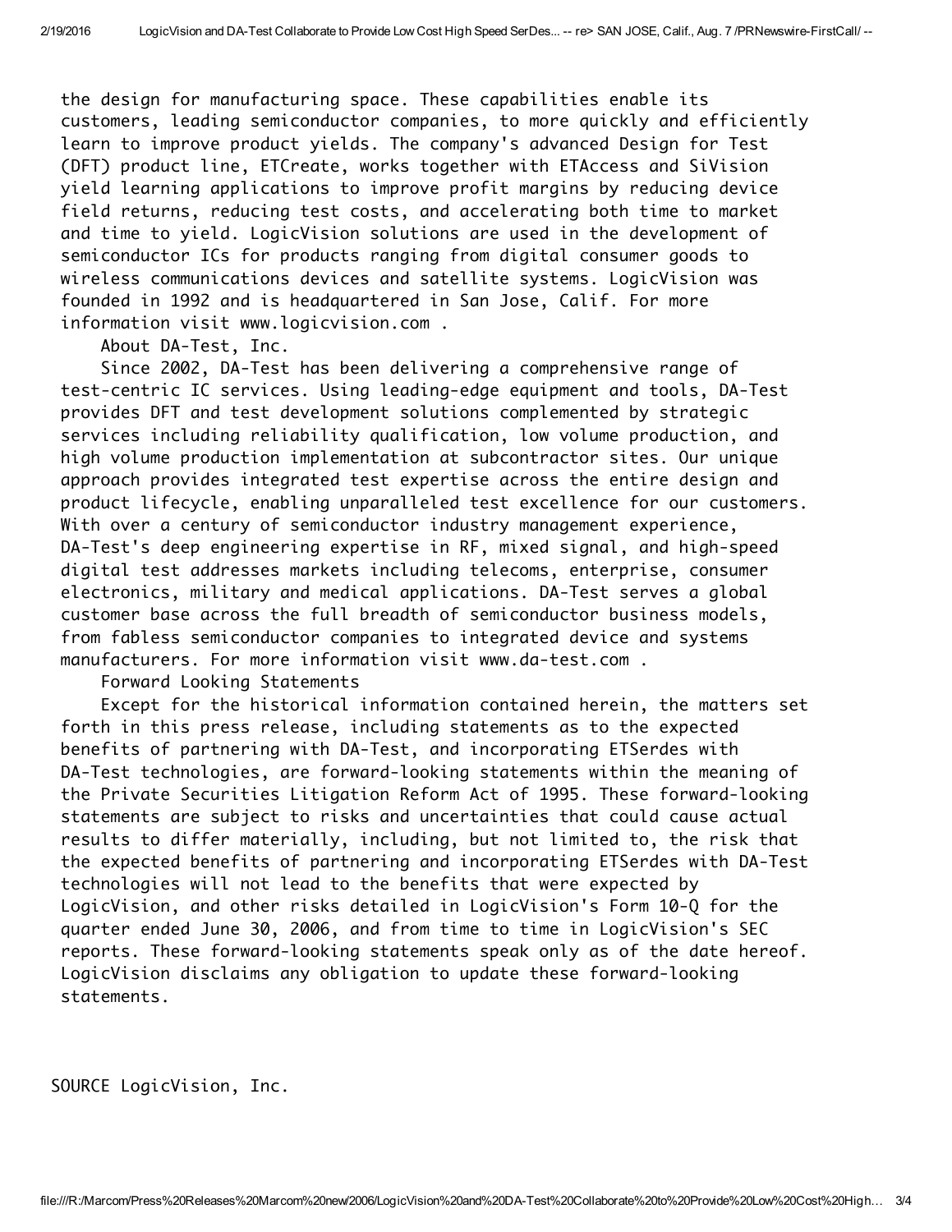the design for manufacturing space. These capabilities enable its customers, leading semiconductor companies, to more quickly and efficiently learn to improve product yields. The company's advanced Design for Test (DFT) product line, ETCreate, works together with ETAccess and SiVision yield learning applications to improve profit margins by reducing device field returns, reducing test costs, and accelerating both time to market and time to yield. LogicVision solutions are used in the development of semiconductor ICs for products ranging from digital consumer goods to wireless communications devices and satellite systems. LogicVision was founded in 1992 and is headquartered in San Jose, Calif. For more information visit www.logicvision.com .

About DA-Test, Inc.

Since 2002, DA-Test has been delivering a comprehensive range of test-centric IC services. Using leading-edge equipment and tools, DA-Test provides DFT and test development solutions complemented by strategic services including reliability qualification, low volume production, and high volume production implementation at subcontractor sites. Our unique approach provides integrated test expertise across the entire design and product lifecycle, enabling unparalleled test excellence for our customers. With over a century of semiconductor industry management experience, DA-Test's deep engineering expertise in RF, mixed signal, and high-speed digital test addresses markets including telecoms, enterprise, consumer electronics, military and medical applications. DA-Test serves a global customer base across the full breadth of semiconductor business models, from fabless semiconductor companies to integrated device and systems manufacturers. For more information visit www.da-test.com .

Forward Looking Statements

Except for the historical information contained herein, the matters set forth in this press release, including statements as to the expected benefits of partnering with DA-Test, and incorporating ETSerdes with DA-Test technologies, are forward-looking statements within the meaning of the Private Securities Litigation Reform Act of 1995. These forward-looking statements are subject to risks and uncertainties that could cause actual results to differ materially, including, but not limited to, the risk that the expected benefits of partnering and incorporating ETSerdes with DA-Test technologies will not lead to the benefits that were expected by LogicVision, and other risks detailed in LogicVision's Form 10-Q for the quarter ended June 30, 2006, and from time to time in LogicVision's SEC reports. These forward-looking statements speak only as of the date hereof. LogicVision disclaims any obligation to update these forward-looking statements.

SOURCE LogicVision, Inc.